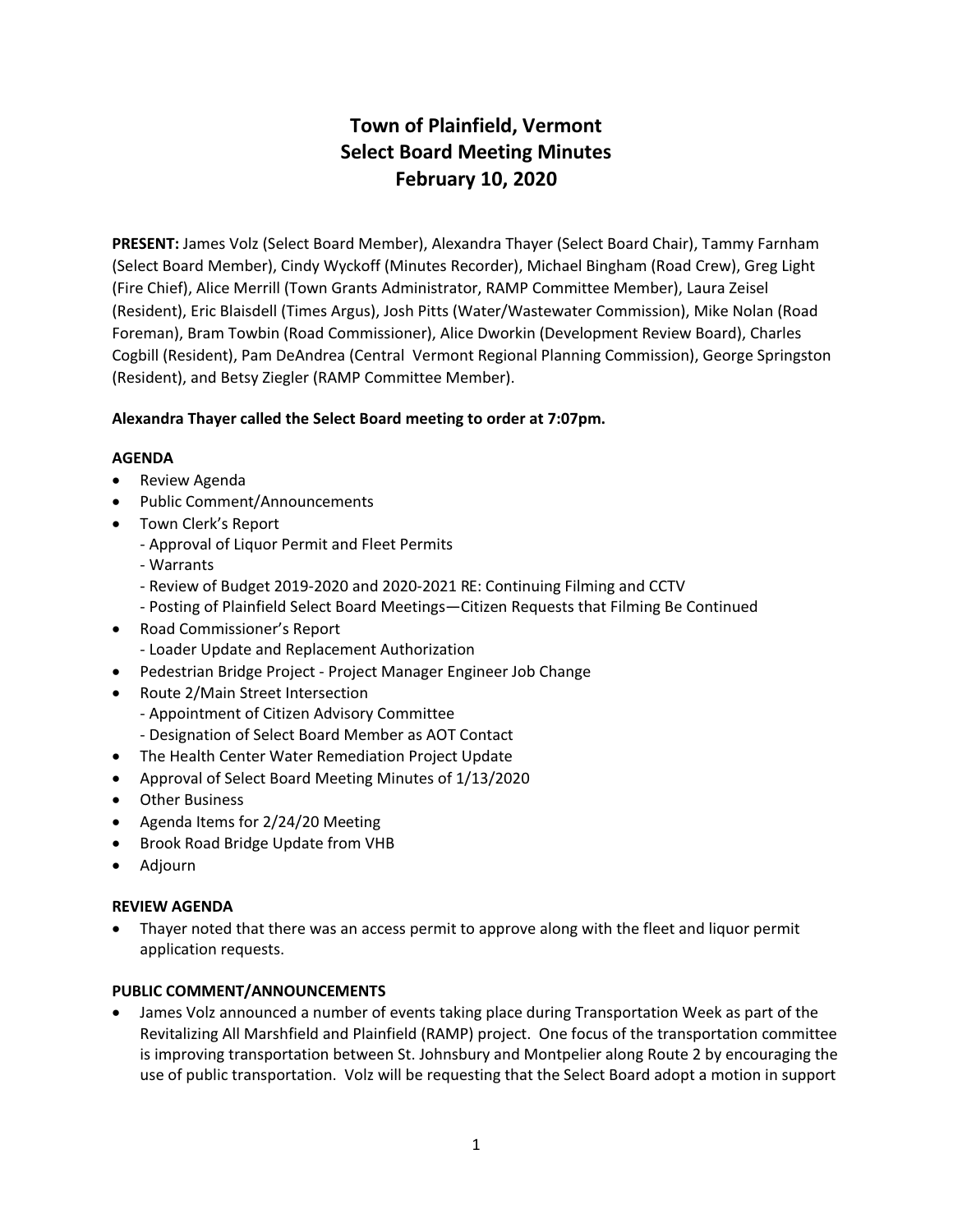# Town of Plainfield, Vermont
# Select Board Meeting Minutes
# February 10, 2020

**PRESENT:** James Volz (Select Board Member), Alexandra Thayer (Select Board Chair), Tammy Farnham (Select Board Member), Cindy Wyckoff (Minutes Recorder), Michael Bingham (Road Crew), Greg Light (Fire Chief), Alice Merrill (Town Grants Administrator, RAMP Committee Member), Laura Zeisel (Resident), Eric Blaisdell (Times Argus), Josh Pitts (Water/Wastewater Commission), Mike Nolan (Road Foreman), Bram Towbin (Road Commissioner), Alice Dworkin (Development Review Board), Charles Cogbill (Resident), Pam DeAndrea (Central Vermont Regional Planning Commission), George Springston (Resident), and Betsy Ziegler (RAMP Committee Member).

**Alexandra Thayer called the Select Board meeting to order at 7:07pm.**

**AGENDA**

- Review Agenda
- Public Comment/Announcements
- Town Clerk's Report
  - Approval of Liquor Permit and Fleet Permits
  - Warrants
  - Review of Budget 2019-2020 and 2020-2021 RE: Continuing Filming and CCTV
  - Posting of Plainfield Select Board Meetings—Citizen Requests that Filming Be Continued
- Road Commissioner's Report
  - Loader Update and Replacement Authorization
- Pedestrian Bridge Project - Project Manager Engineer Job Change
- Route 2/Main Street Intersection
  - Appointment of Citizen Advisory Committee
  - Designation of Select Board Member as AOT Contact
- The Health Center Water Remediation Project Update
- Approval of Select Board Meeting Minutes of 1/13/2020
- Other Business
- Agenda Items for 2/24/20 Meeting
- Brook Road Bridge Update from VHB
- Adjourn

**REVIEW AGENDA**

- Thayer noted that there was an access permit to approve along with the fleet and liquor permit application requests.

**PUBLIC COMMENT/ANNOUNCEMENTS**

- James Volz announced a number of events taking place during Transportation Week as part of the Revitalizing All Marshfield and Plainfield (RAMP) project. One focus of the transportation committee is improving transportation between St. Johnsbury and Montpelier along Route 2 by encouraging the use of public transportation. Volz will be requesting that the Select Board adopt a motion in support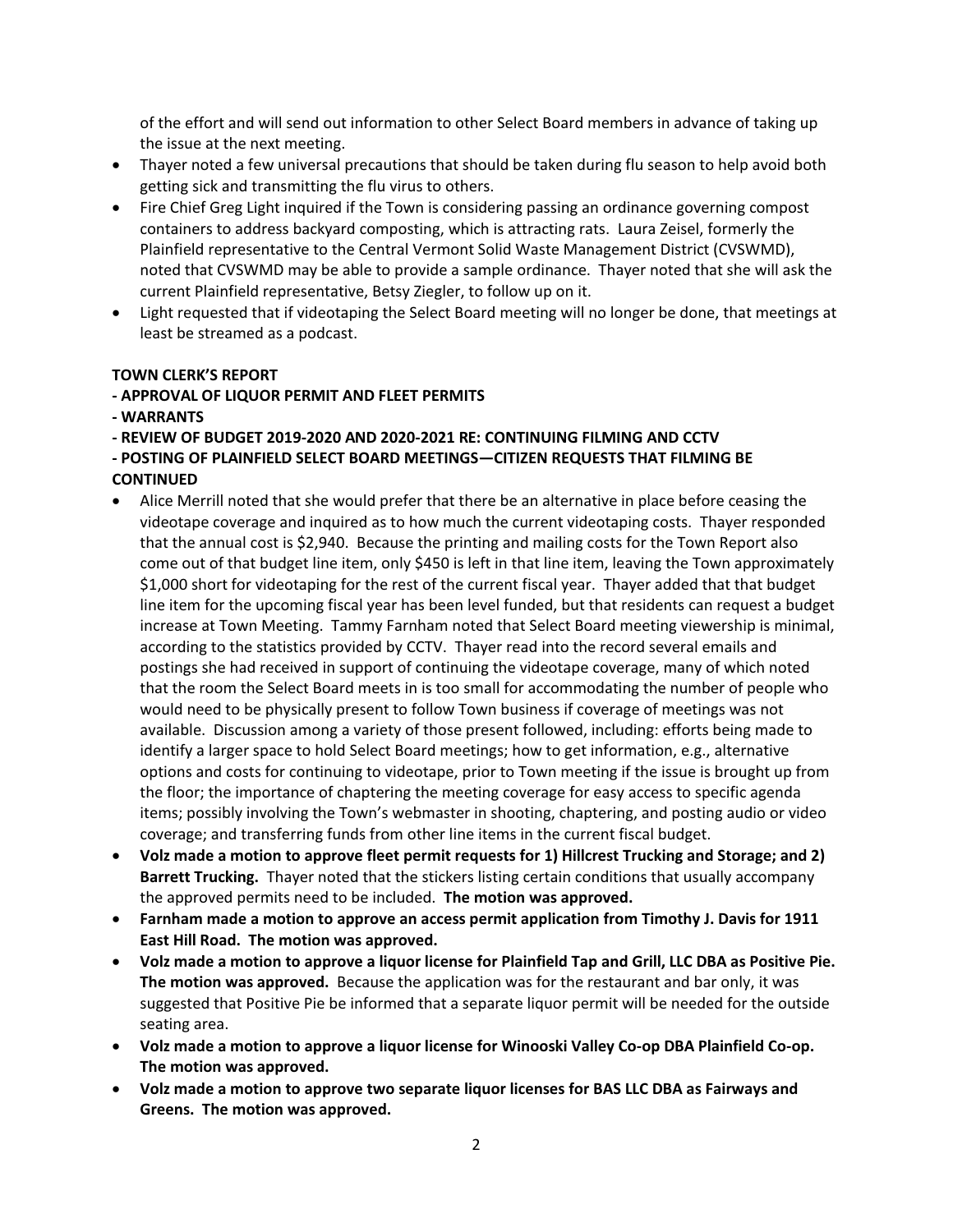of the effort and will send out information to other Select Board members in advance of taking up the issue at the next meeting.

- Thayer noted a few universal precautions that should be taken during flu season to help avoid both getting sick and transmitting the flu virus to others.
- Fire Chief Greg Light inquired if the Town is considering passing an ordinance governing compost containers to address backyard composting, which is attracting rats. Laura Zeisel, formerly the Plainfield representative to the Central Vermont Solid Waste Management District (CVSWMD), noted that CVSWMD may be able to provide a sample ordinance. Thayer noted that she will ask the current Plainfield representative, Betsy Ziegler, to follow up on it.
- Light requested that if videotaping the Select Board meeting will no longer be done, that meetings at least be streamed as a podcast.

**TOWN CLERK'S REPORT**
**- APPROVAL OF LIQUOR PERMIT AND FLEET PERMITS**
**- WARRANTS**
**- REVIEW OF BUDGET 2019-2020 AND 2020-2021 RE: CONTINUING FILMING AND CCTV**
**- POSTING OF PLAINFIELD SELECT BOARD MEETINGS—CITIZEN REQUESTS THAT FILMING BE CONTINUED**

- Alice Merrill noted that she would prefer that there be an alternative in place before ceasing the videotape coverage and inquired as to how much the current videotaping costs. Thayer responded that the annual cost is $2,940. Because the printing and mailing costs for the Town Report also come out of that budget line item, only $450 is left in that line item, leaving the Town approximately $1,000 short for videotaping for the rest of the current fiscal year. Thayer added that that budget line item for the upcoming fiscal year has been level funded, but that residents can request a budget increase at Town Meeting. Tammy Farnham noted that Select Board meeting viewership is minimal, according to the statistics provided by CCTV. Thayer read into the record several emails and postings she had received in support of continuing the videotape coverage, many of which noted that the room the Select Board meets in is too small for accommodating the number of people who would need to be physically present to follow Town business if coverage of meetings was not available. Discussion among a variety of those present followed, including: efforts being made to identify a larger space to hold Select Board meetings; how to get information, e.g., alternative options and costs for continuing to videotape, prior to Town meeting if the issue is brought up from the floor; the importance of chaptering the meeting coverage for easy access to specific agenda items; possibly involving the Town's webmaster in shooting, chaptering, and posting audio or video coverage; and transferring funds from other line items in the current fiscal budget.
- **Volz made a motion to approve fleet permit requests for 1) Hillcrest Trucking and Storage; and 2) Barrett Trucking.** Thayer noted that the stickers listing certain conditions that usually accompany the approved permits need to be included. **The motion was approved.**
- **Farnham made a motion to approve an access permit application from Timothy J. Davis for 1911 East Hill Road. The motion was approved.**
- **Volz made a motion to approve a liquor license for Plainfield Tap and Grill, LLC DBA as Positive Pie. The motion was approved.** Because the application was for the restaurant and bar only, it was suggested that Positive Pie be informed that a separate liquor permit will be needed for the outside seating area.
- **Volz made a motion to approve a liquor license for Winooski Valley Co-op DBA Plainfield Co-op. The motion was approved.**
- **Volz made a motion to approve two separate liquor licenses for BAS LLC DBA as Fairways and Greens. The motion was approved.**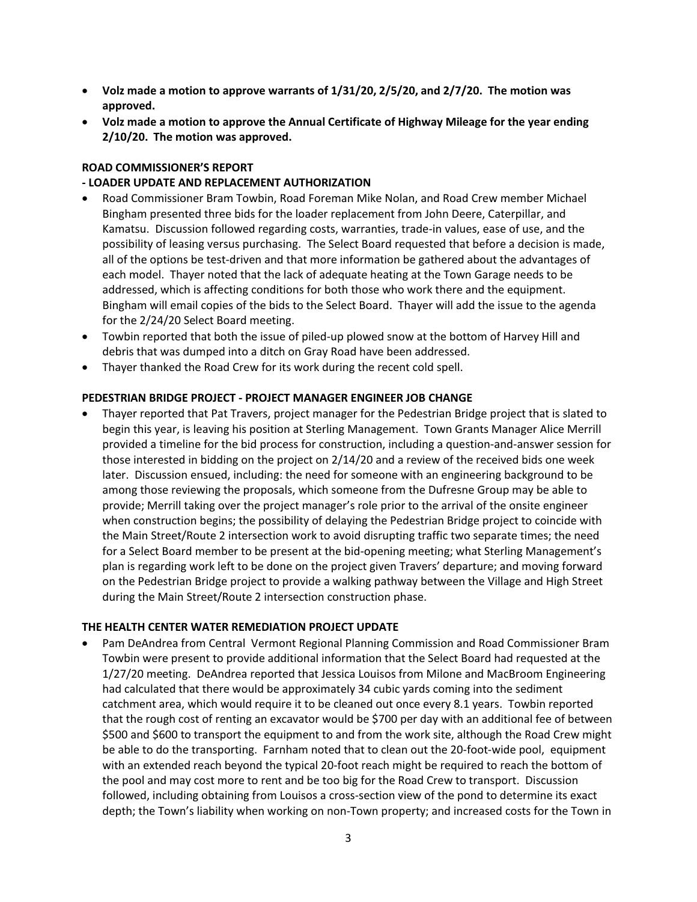- **Volz made a motion to approve warrants of 1/31/20, 2/5/20, and 2/7/20. The motion was approved.**
- **Volz made a motion to approve the Annual Certificate of Highway Mileage for the year ending 2/10/20. The motion was approved.**

**ROAD COMMISSIONER'S REPORT**

**- LOADER UPDATE AND REPLACEMENT AUTHORIZATION**

- Road Commissioner Bram Towbin, Road Foreman Mike Nolan, and Road Crew member Michael Bingham presented three bids for the loader replacement from John Deere, Caterpillar, and Kamatsu. Discussion followed regarding costs, warranties, trade-in values, ease of use, and the possibility of leasing versus purchasing. The Select Board requested that before a decision is made, all of the options be test-driven and that more information be gathered about the advantages of each model. Thayer noted that the lack of adequate heating at the Town Garage needs to be addressed, which is affecting conditions for both those who work there and the equipment. Bingham will email copies of the bids to the Select Board. Thayer will add the issue to the agenda for the 2/24/20 Select Board meeting.
- Towbin reported that both the issue of piled-up plowed snow at the bottom of Harvey Hill and debris that was dumped into a ditch on Gray Road have been addressed.
- Thayer thanked the Road Crew for its work during the recent cold spell.

**PEDESTRIAN BRIDGE PROJECT - PROJECT MANAGER ENGINEER JOB CHANGE**

- Thayer reported that Pat Travers, project manager for the Pedestrian Bridge project that is slated to begin this year, is leaving his position at Sterling Management. Town Grants Manager Alice Merrill provided a timeline for the bid process for construction, including a question-and-answer session for those interested in bidding on the project on 2/14/20 and a review of the received bids one week later. Discussion ensued, including: the need for someone with an engineering background to be among those reviewing the proposals, which someone from the Dufresne Group may be able to provide; Merrill taking over the project manager's role prior to the arrival of the onsite engineer when construction begins; the possibility of delaying the Pedestrian Bridge project to coincide with the Main Street/Route 2 intersection work to avoid disrupting traffic two separate times; the need for a Select Board member to be present at the bid-opening meeting; what Sterling Management's plan is regarding work left to be done on the project given Travers' departure; and moving forward on the Pedestrian Bridge project to provide a walking pathway between the Village and High Street during the Main Street/Route 2 intersection construction phase.

**THE HEALTH CENTER WATER REMEDIATION PROJECT UPDATE**

- Pam DeAndrea from Central Vermont Regional Planning Commission and Road Commissioner Bram Towbin were present to provide additional information that the Select Board had requested at the 1/27/20 meeting. DeAndrea reported that Jessica Louisos from Milone and MacBroom Engineering had calculated that there would be approximately 34 cubic yards coming into the sediment catchment area, which would require it to be cleaned out once every 8.1 years. Towbin reported that the rough cost of renting an excavator would be $700 per day with an additional fee of between $500 and $600 to transport the equipment to and from the work site, although the Road Crew might be able to do the transporting. Farnham noted that to clean out the 20-foot-wide pool, equipment with an extended reach beyond the typical 20-foot reach might be required to reach the bottom of the pool and may cost more to rent and be too big for the Road Crew to transport. Discussion followed, including obtaining from Louisos a cross-section view of the pond to determine its exact depth; the Town's liability when working on non-Town property; and increased costs for the Town in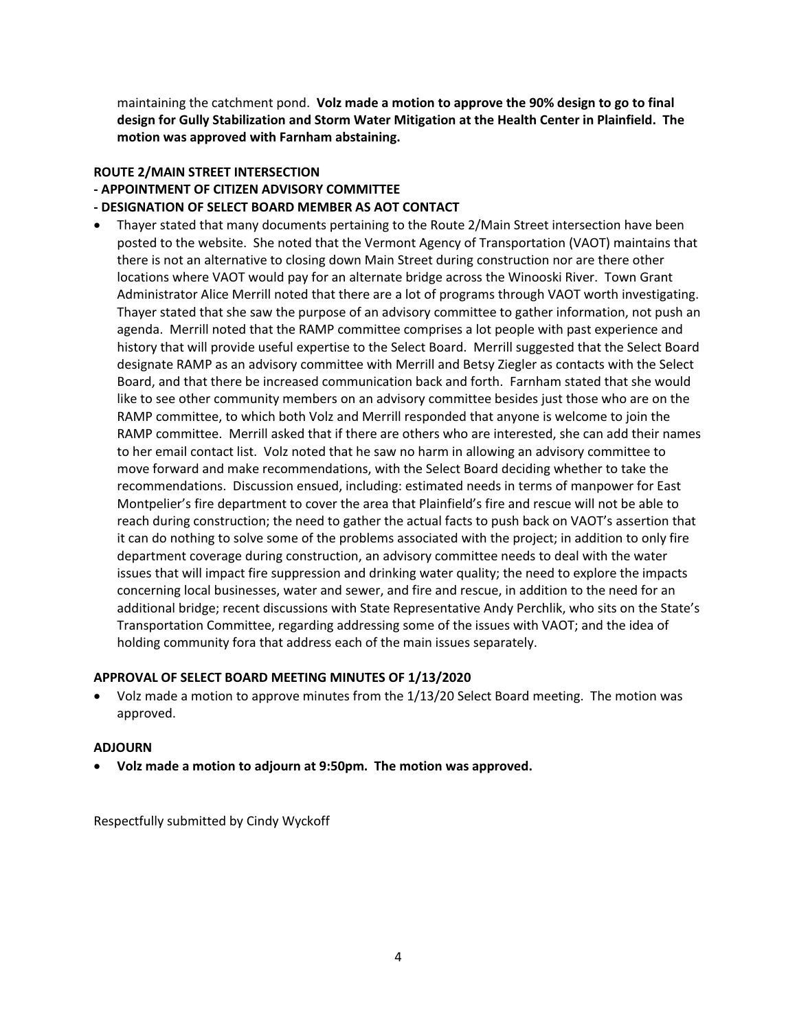maintaining the catchment pond. **Volz made a motion to approve the 90% design to go to final design for Gully Stabilization and Storm Water Mitigation at the Health Center in Plainfield. The motion was approved with Farnham abstaining.**

**ROUTE 2/MAIN STREET INTERSECTION**
**- APPOINTMENT OF CITIZEN ADVISORY COMMITTEE**
**- DESIGNATION OF SELECT BOARD MEMBER AS AOT CONTACT**

- Thayer stated that many documents pertaining to the Route 2/Main Street intersection have been posted to the website. She noted that the Vermont Agency of Transportation (VAOT) maintains that there is not an alternative to closing down Main Street during construction nor are there other locations where VAOT would pay for an alternate bridge across the Winooski River. Town Grant Administrator Alice Merrill noted that there are a lot of programs through VAOT worth investigating. Thayer stated that she saw the purpose of an advisory committee to gather information, not push an agenda. Merrill noted that the RAMP committee comprises a lot people with past experience and history that will provide useful expertise to the Select Board. Merrill suggested that the Select Board designate RAMP as an advisory committee with Merrill and Betsy Ziegler as contacts with the Select Board, and that there be increased communication back and forth. Farnham stated that she would like to see other community members on an advisory committee besides just those who are on the RAMP committee, to which both Volz and Merrill responded that anyone is welcome to join the RAMP committee. Merrill asked that if there are others who are interested, she can add their names to her email contact list. Volz noted that he saw no harm in allowing an advisory committee to move forward and make recommendations, with the Select Board deciding whether to take the recommendations. Discussion ensued, including: estimated needs in terms of manpower for East Montpelier's fire department to cover the area that Plainfield's fire and rescue will not be able to reach during construction; the need to gather the actual facts to push back on VAOT's assertion that it can do nothing to solve some of the problems associated with the project; in addition to only fire department coverage during construction, an advisory committee needs to deal with the water issues that will impact fire suppression and drinking water quality; the need to explore the impacts concerning local businesses, water and sewer, and fire and rescue, in addition to the need for an additional bridge; recent discussions with State Representative Andy Perchlik, who sits on the State's Transportation Committee, regarding addressing some of the issues with VAOT; and the idea of holding community fora that address each of the main issues separately.

**APPROVAL OF SELECT BOARD MEETING MINUTES OF 1/13/2020**

- Volz made a motion to approve minutes from the 1/13/20 Select Board meeting. The motion was approved.

**ADJOURN**

- **Volz made a motion to adjourn at 9:50pm. The motion was approved.**

Respectfully submitted by Cindy Wyckoff